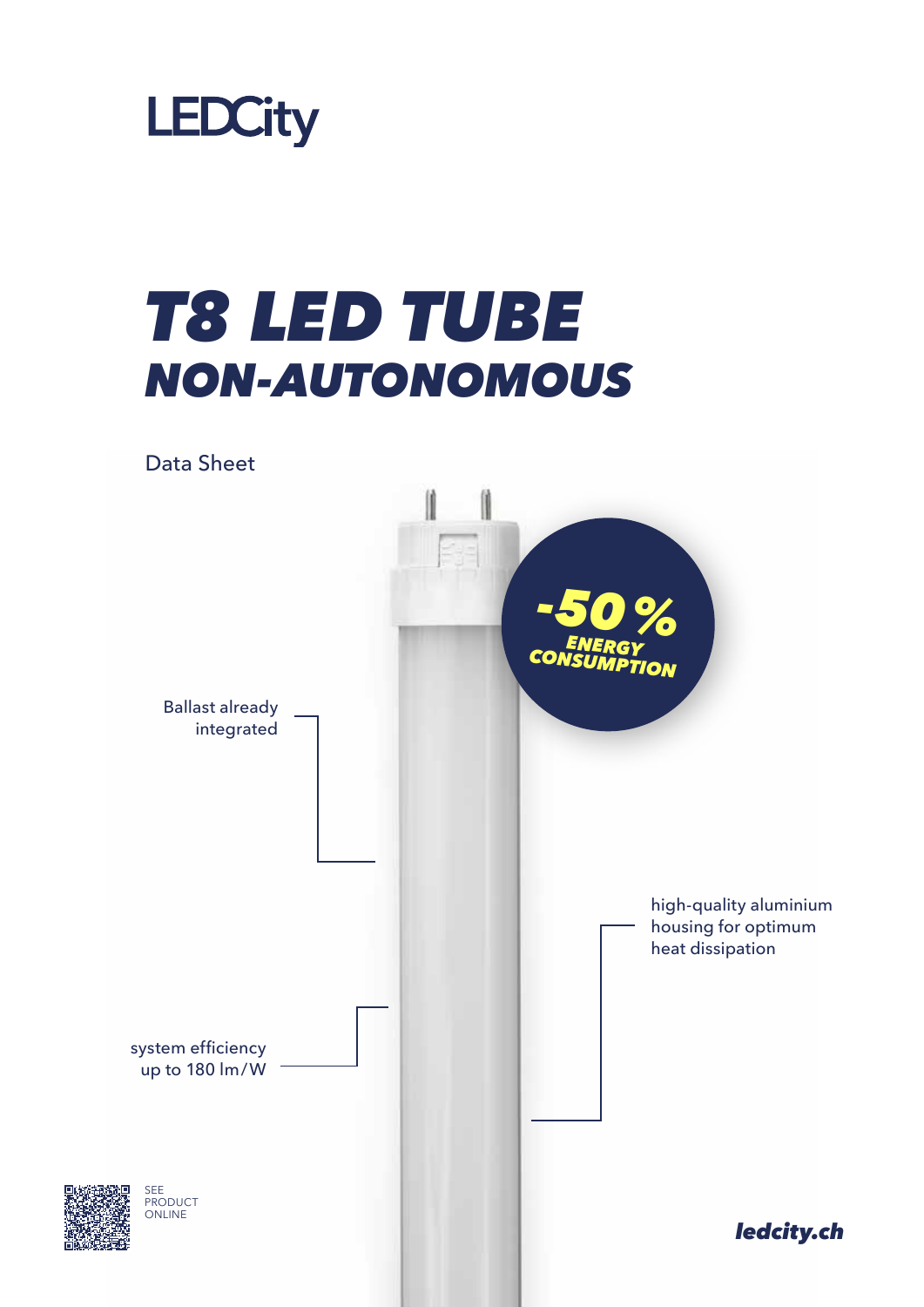LEDCity

# T8 LED TUBE
## NON-AUTONOMOUS

Data Sheet

-50 %
ENERGY CONSUMPTION

Ballast already integrated

high-quality aluminium housing for optimum heat dissipation

system efficiency up to 180 lm/W

SEE PRODUCT ONLINE

ledcity.ch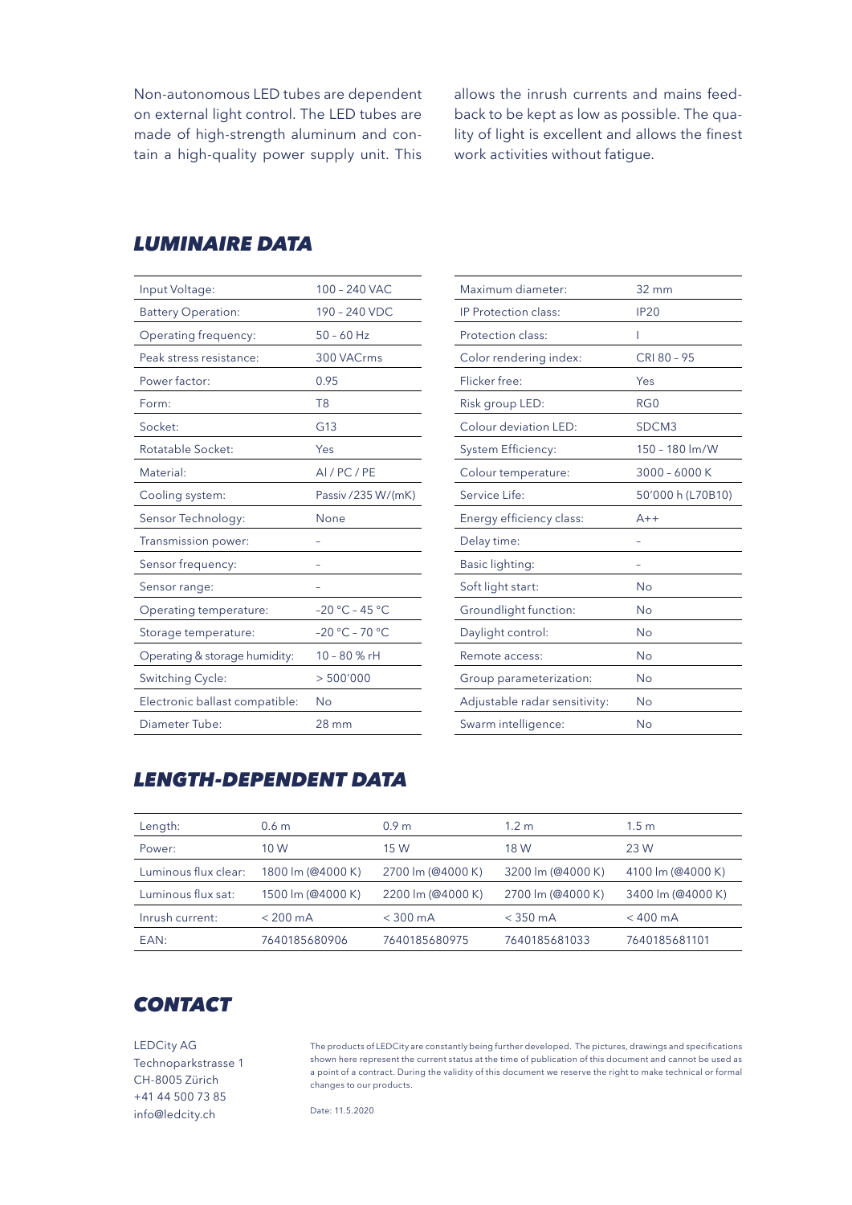Non-autonomous LED tubes are dependent on external light control. The LED tubes are made of high-strength aluminum and contain a high-quality power supply unit. This allows the inrush currents and mains feedback to be kept as low as possible. The quality of light is excellent and allows the finest work activities without fatigue.

## *LUMINAIRE DATA*

| | |
|---|---|
| Input Voltage: | 100 – 240 VAC |
| Battery Operation: | 190 – 240 VDC |
| Operating frequency: | 50 – 60 Hz |
| Peak stress resistance: | 300 VACrms |
| Power factor: | 0.95 |
| Form: | T8 |
| Socket: | G13 |
| Rotatable Socket: | Yes |
| Material: | Al / PC / PE |
| Cooling system: | Passiv / 235 W/(mK) |
| Sensor Technology: | None |
| Transmission power: | – |
| Sensor frequency: | – |
| Sensor range: | – |
| Operating temperature: | –20 °C – 45 °C |
| Storage temperature: | –20 °C – 70 °C |
| Operating & storage humidity: | 10 – 80 % rH |
| Switching Cycle: | > 500'000 |
| Electronic ballast compatible: | No |
| Diameter Tube: | 28 mm |

| | |
|---|---|
| Maximum diameter: | 32 mm |
| IP Protection class: | IP20 |
| Protection class: | I |
| Color rendering index: | CRI 80 – 95 |
| Flicker free: | Yes |
| Risk group LED: | RG0 |
| Colour deviation LED: | SDCM3 |
| System Efficiency: | 150 – 180 lm/W |
| Colour temperature: | 3000 – 6000 K |
| Service Life: | 50'000 h (L70B10) |
| Energy efficiency class: | A++ |
| Delay time: | – |
| Basic lighting: | – |
| Soft light start: | No |
| Groundlight function: | No |
| Daylight control: | No |
| Remote access: | No |
| Group parameterization: | No |
| Adjustable radar sensitivity: | No |
| Swarm intelligence: | No |

## *LENGTH-DEPENDENT DATA*

| Length: | 0.6 m | 0.9 m | 1.2 m | 1.5 m |
|---|---|---|---|---|
| Power: | 10 W | 15 W | 18 W | 23 W |
| Luminous flux clear: | 1800 lm (@4000 K) | 2700 lm (@4000 K) | 3200 lm (@4000 K) | 4100 lm (@4000 K) |
| Luminous flux sat: | 1500 lm (@4000 K) | 2200 lm (@4000 K) | 2700 lm (@4000 K) | 3400 lm (@4000 K) |
| Inrush current: | < 200 mA | < 300 mA | < 350 mA | < 400 mA |
| EAN: | 7640185680906 | 7640185680975 | 7640185681033 | 7640185681101 |

## *CONTACT*

LEDCity AG
Technoparkstrasse 1
CH-8005 Zürich
+41 44 500 73 85
info@ledcity.ch

The products of LEDCity are constantly being further developed. The pictures, drawings and specifications shown here represent the current status at the time of publication of this document and cannot be used as a point of a contract. During the validity of this document we reserve the right to make technical or formal changes to our products.

Date: 11.5.2020